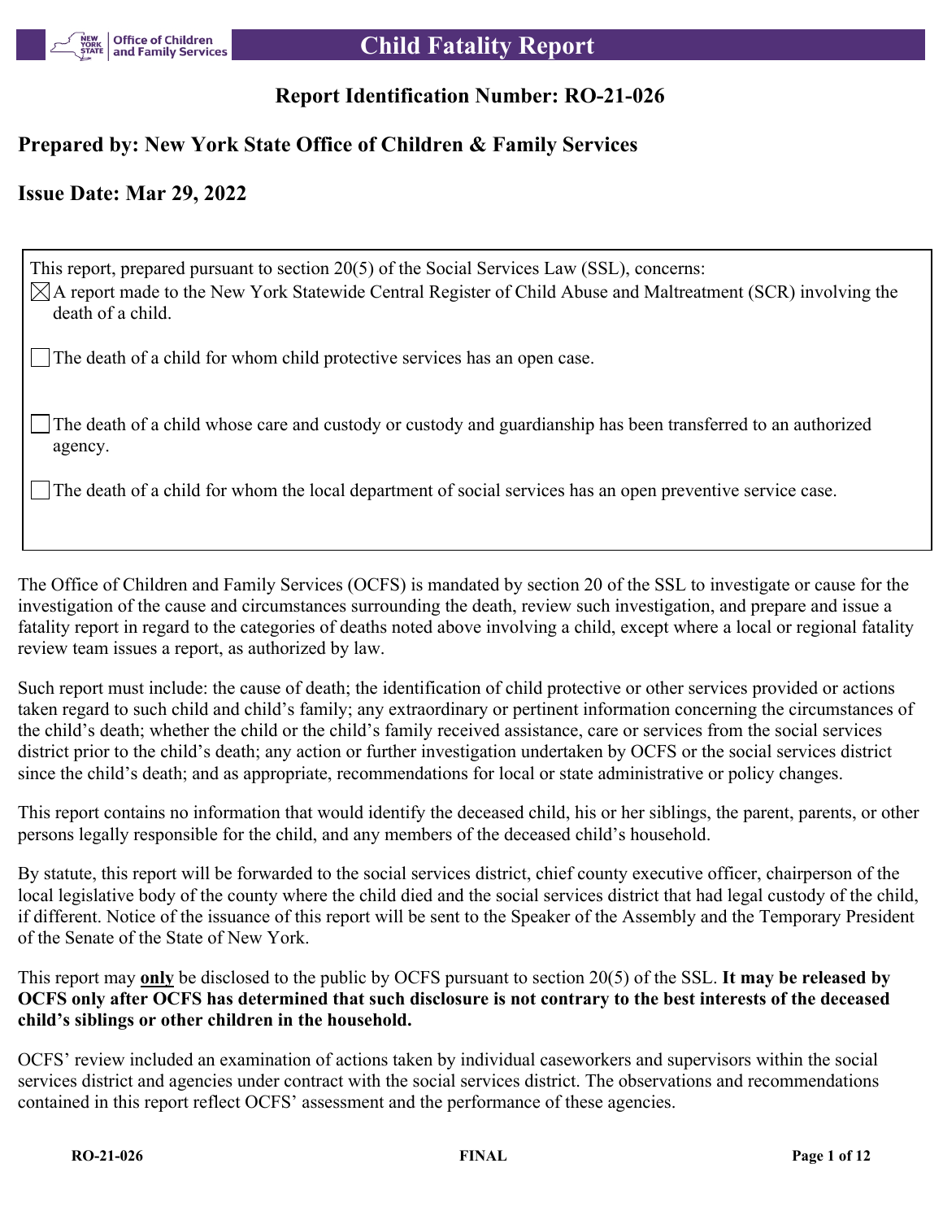# Child Fatality Report

## Report Identification Number: RO-21-026

### Prepared by: New York State Office of Children & Family Services

### Issue Date: Mar 29, 2022

This report, prepared pursuant to section 20(5) of the Social Services Law (SSL), concerns:

- [x] A report made to the New York Statewide Central Register of Child Abuse and Maltreatment (SCR) involving the death of a child.
- [ ] The death of a child for whom child protective services has an open case.
- [ ] The death of a child whose care and custody or custody and guardianship has been transferred to an authorized agency.
- [ ] The death of a child for whom the local department of social services has an open preventive service case.

The Office of Children and Family Services (OCFS) is mandated by section 20 of the SSL to investigate or cause for the investigation of the cause and circumstances surrounding the death, review such investigation, and prepare and issue a fatality report in regard to the categories of deaths noted above involving a child, except where a local or regional fatality review team issues a report, as authorized by law.

Such report must include: the cause of death; the identification of child protective or other services provided or actions taken regard to such child and child's family; any extraordinary or pertinent information concerning the circumstances of the child's death; whether the child or the child's family received assistance, care or services from the social services district prior to the child's death; any action or further investigation undertaken by OCFS or the social services district since the child's death; and as appropriate, recommendations for local or state administrative or policy changes.

This report contains no information that would identify the deceased child, his or her siblings, the parent, parents, or other persons legally responsible for the child, and any members of the deceased child's household.

By statute, this report will be forwarded to the social services district, chief county executive officer, chairperson of the local legislative body of the county where the child died and the social services district that had legal custody of the child, if different. Notice of the issuance of this report will be sent to the Speaker of the Assembly and the Temporary President of the Senate of the State of New York.

This report may **only** be disclosed to the public by OCFS pursuant to section 20(5) of the SSL. **It may be released by OCFS only after OCFS has determined that such disclosure is not contrary to the best interests of the deceased child's siblings or other children in the household.**

OCFS' review included an examination of actions taken by individual caseworkers and supervisors within the social services district and agencies under contract with the social services district. The observations and recommendations contained in this report reflect OCFS' assessment and the performance of these agencies.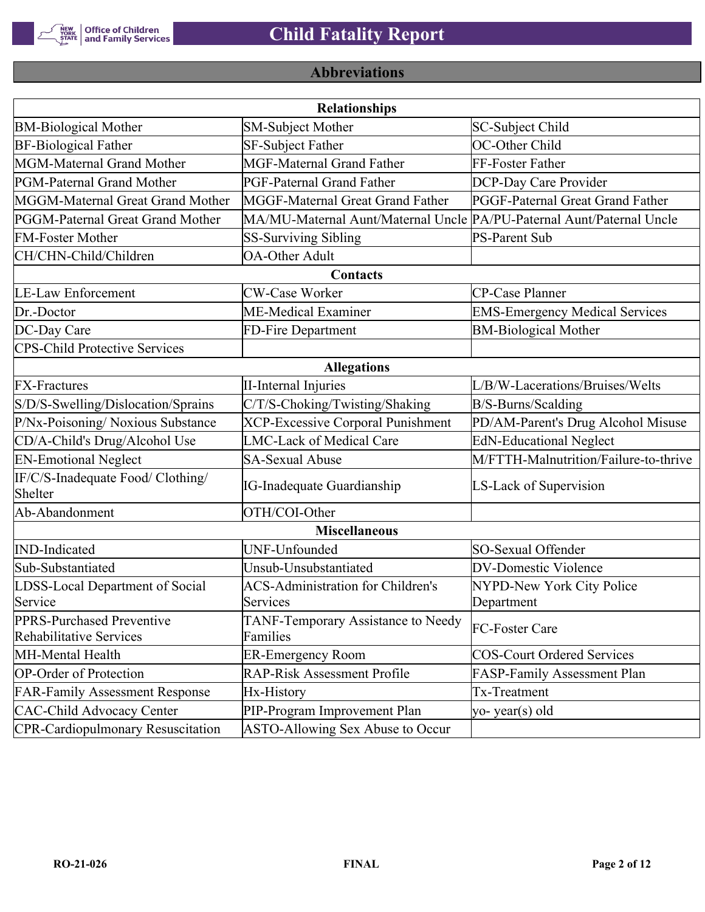## Abbreviations

| Relationships | | |
|---|---|---|
| BM-Biological Mother | SM-Subject Mother | SC-Subject Child |
| BF-Biological Father | SF-Subject Father | OC-Other Child |
| MGM-Maternal Grand Mother | MGF-Maternal Grand Father | FF-Foster Father |
| PGM-Paternal Grand Mother | PGF-Paternal Grand Father | DCP-Day Care Provider |
| MGGM-Maternal Great Grand Mother | MGGF-Maternal Great Grand Father | PGGF-Paternal Great Grand Father |
| PGGM-Paternal Great Grand Mother | MA/MU-Maternal Aunt/Maternal Uncle | PA/PU-Paternal Aunt/Paternal Uncle |
| FM-Foster Mother | SS-Surviving Sibling | PS-Parent Sub |
| CH/CHN-Child/Children | OA-Other Adult | |
| **Contacts** | | |
| LE-Law Enforcement | CW-Case Worker | CP-Case Planner |
| Dr.-Doctor | ME-Medical Examiner | EMS-Emergency Medical Services |
| DC-Day Care | FD-Fire Department | BM-Biological Mother |
| CPS-Child Protective Services | | |
| **Allegations** | | |
| FX-Fractures | II-Internal Injuries | L/B/W-Lacerations/Bruises/Welts |
| S/D/S-Swelling/Dislocation/Sprains | C/T/S-Choking/Twisting/Shaking | B/S-Burns/Scalding |
| P/Nx-Poisoning/ Noxious Substance | XCP-Excessive Corporal Punishment | PD/AM-Parent's Drug Alcohol Misuse |
| CD/A-Child's Drug/Alcohol Use | LMC-Lack of Medical Care | EdN-Educational Neglect |
| EN-Emotional Neglect | SA-Sexual Abuse | M/FTTH-Malnutrition/Failure-to-thrive |
| IF/C/S-Inadequate Food/ Clothing/ Shelter | IG-Inadequate Guardianship | LS-Lack of Supervision |
| Ab-Abandonment | OTH/COI-Other | |
| **Miscellaneous** | | |
| IND-Indicated | UNF-Unfounded | SO-Sexual Offender |
| Sub-Substantiated | Unsub-Unsubstantiated | DV-Domestic Violence |
| LDSS-Local Department of Social Service | ACS-Administration for Children's Services | NYPD-New York City Police Department |
| PPRS-Purchased Preventive Rehabilitative Services | TANF-Temporary Assistance to Needy Families | FC-Foster Care |
| MH-Mental Health | ER-Emergency Room | COS-Court Ordered Services |
| OP-Order of Protection | RAP-Risk Assessment Profile | FASP-Family Assessment Plan |
| FAR-Family Assessment Response | Hx-History | Tx-Treatment |
| CAC-Child Advocacy Center | PIP-Program Improvement Plan | yo- year(s) old |
| CPR-Cardiopulmonary Resuscitation | ASTO-Allowing Sex Abuse to Occur | |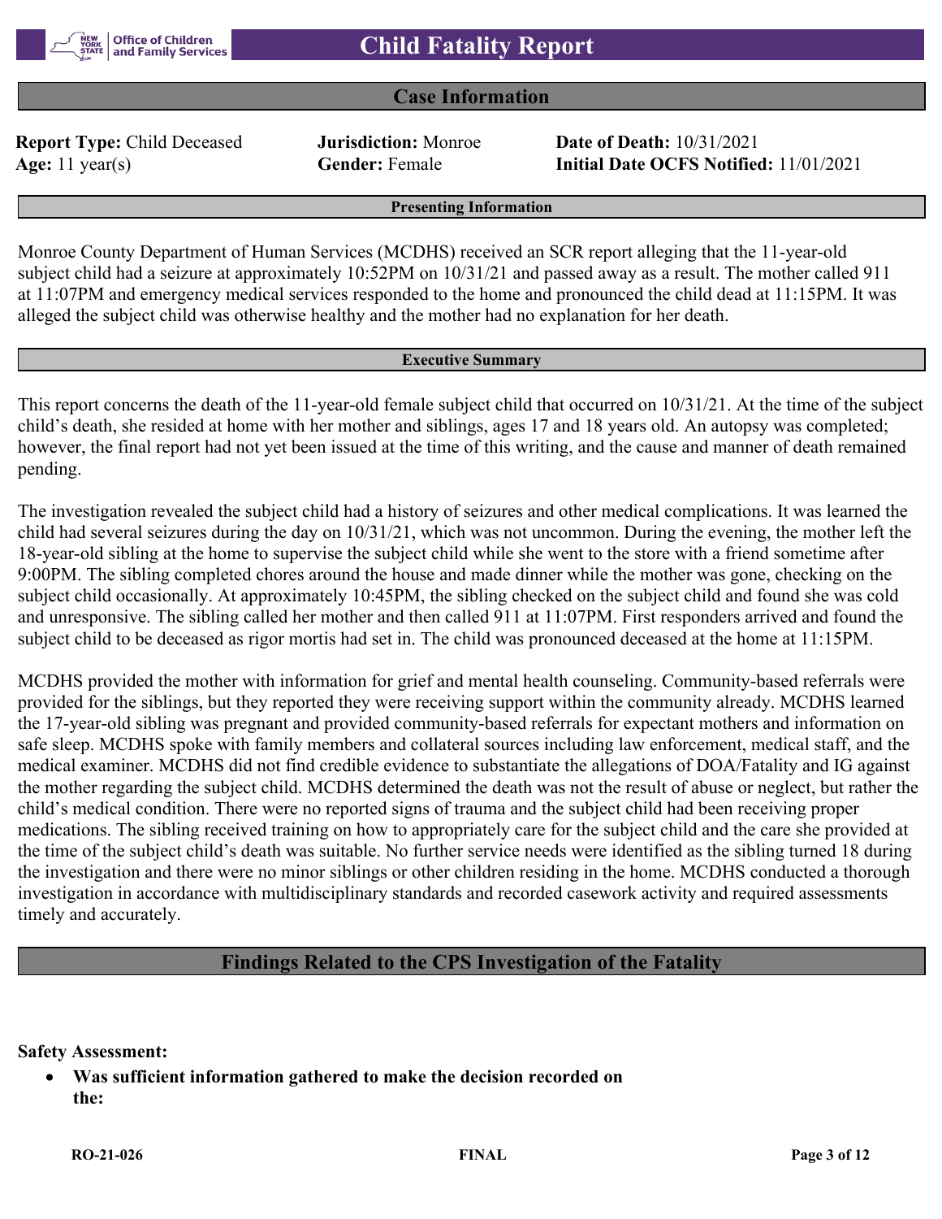# Child Fatality Report

## Case Information

**Report Type:** Child Deceased
**Jurisdiction:** Monroe
**Date of Death:** 10/31/2021
**Age:** 11 year(s)
**Gender:** Female
**Initial Date OCFS Notified:** 11/01/2021

### Presenting Information

Monroe County Department of Human Services (MCDHS) received an SCR report alleging that the 11-year-old subject child had a seizure at approximately 10:52PM on 10/31/21 and passed away as a result. The mother called 911 at 11:07PM and emergency medical services responded to the home and pronounced the child dead at 11:15PM. It was alleged the subject child was otherwise healthy and the mother had no explanation for her death.

### Executive Summary

This report concerns the death of the 11-year-old female subject child that occurred on 10/31/21. At the time of the subject child's death, she resided at home with her mother and siblings, ages 17 and 18 years old. An autopsy was completed; however, the final report had not yet been issued at the time of this writing, and the cause and manner of death remained pending.

The investigation revealed the subject child had a history of seizures and other medical complications. It was learned the child had several seizures during the day on 10/31/21, which was not uncommon. During the evening, the mother left the 18-year-old sibling at the home to supervise the subject child while she went to the store with a friend sometime after 9:00PM. The sibling completed chores around the house and made dinner while the mother was gone, checking on the subject child occasionally. At approximately 10:45PM, the sibling checked on the subject child and found she was cold and unresponsive. The sibling called her mother and then called 911 at 11:07PM. First responders arrived and found the subject child to be deceased as rigor mortis had set in. The child was pronounced deceased at the home at 11:15PM.

MCDHS provided the mother with information for grief and mental health counseling. Community-based referrals were provided for the siblings, but they reported they were receiving support within the community already. MCDHS learned the 17-year-old sibling was pregnant and provided community-based referrals for expectant mothers and information on safe sleep. MCDHS spoke with family members and collateral sources including law enforcement, medical staff, and the medical examiner. MCDHS did not find credible evidence to substantiate the allegations of DOA/Fatality and IG against the mother regarding the subject child. MCDHS determined the death was not the result of abuse or neglect, but rather the child's medical condition. There were no reported signs of trauma and the subject child had been receiving proper medications. The sibling received training on how to appropriately care for the subject child and the care she provided at the time of the subject child's death was suitable. No further service needs were identified as the sibling turned 18 during the investigation and there were no minor siblings or other children residing in the home. MCDHS conducted a thorough investigation in accordance with multidisciplinary standards and recorded casework activity and required assessments timely and accurately.

## Findings Related to the CPS Investigation of the Fatality

**Safety Assessment:**

- **Was sufficient information gathered to make the decision recorded on the:**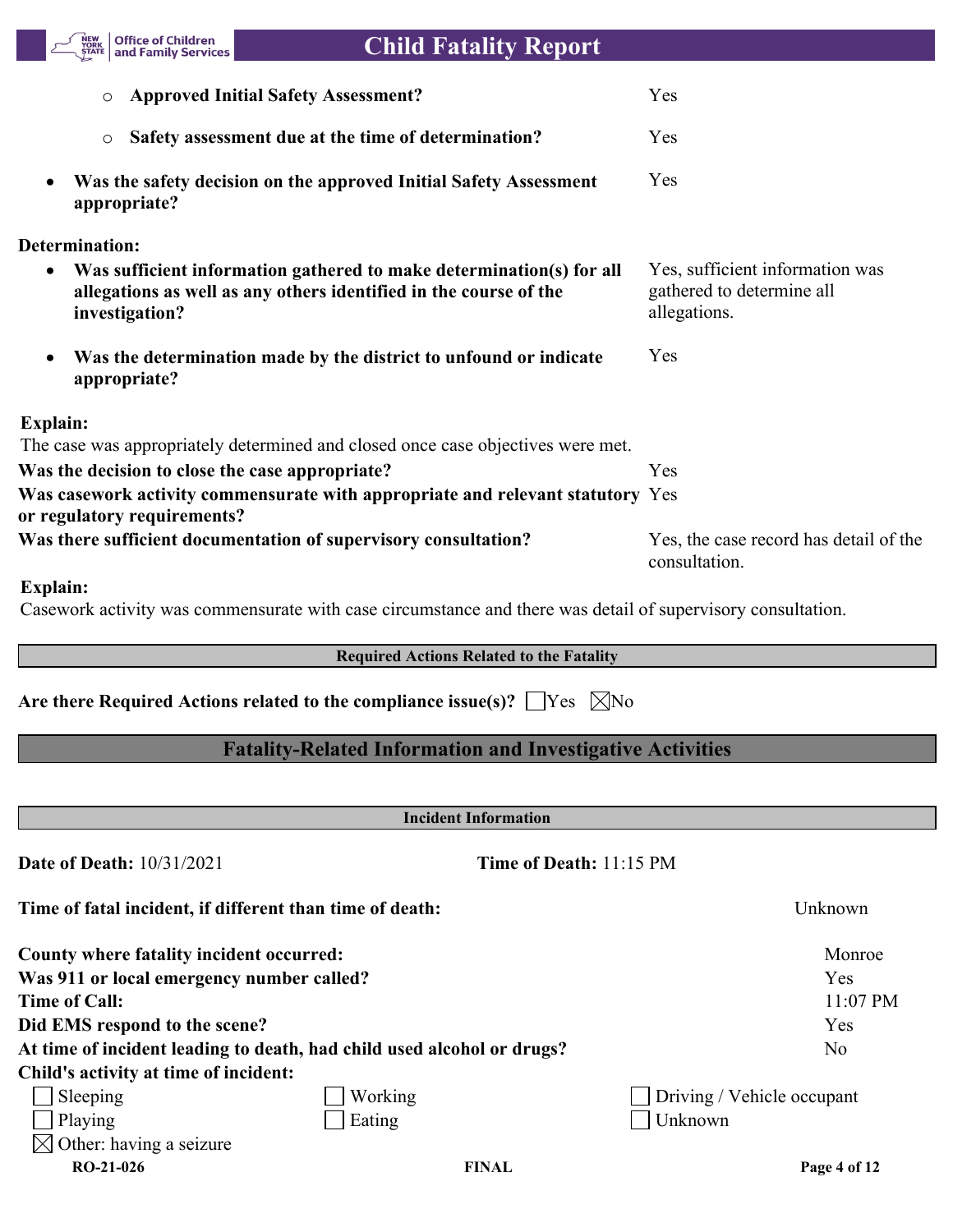- **Approved Initial Safety Assessment?** Yes
- **Safety assessment due at the time of determination?** Yes

- **Was the safety decision on the approved Initial Safety Assessment appropriate?** Yes

**Determination:**

- **Was sufficient information gathered to make determination(s) for all allegations as well as any others identified in the course of the investigation?** Yes, sufficient information was gathered to determine all allegations.

- **Was the determination made by the district to unfound or indicate appropriate?** Yes

**Explain:**

The case was appropriately determined and closed once case objectives were met.

**Was the decision to close the case appropriate?** Yes

**Was casework activity commensurate with appropriate and relevant statutory or regulatory requirements?** Yes

**Was there sufficient documentation of supervisory consultation?** Yes, the case record has detail of the consultation.

**Explain:**

Casework activity was commensurate with case circumstance and there was detail of supervisory consultation.

### Required Actions Related to the Fatality

**Are there Required Actions related to the compliance issue(s)?** ☐Yes ☒No

## Fatality-Related Information and Investigative Activities

### Incident Information

**Date of Death:** 10/31/2021 **Time of Death:** 11:15 PM

**Time of fatal incident, if different than time of death:** Unknown

**County where fatality incident occurred:** Monroe

**Was 911 or local emergency number called?** Yes

**Time of Call:** 11:07 PM

**Did EMS respond to the scene?** Yes

**At time of incident leading to death, had child used alcohol or drugs?** No

**Child's activity at time of incident:**

| | | |
|---|---|---|
| ☐ Sleeping | ☐ Working | ☐ Driving / Vehicle occupant |
| ☐ Playing | ☐ Eating | ☐ Unknown |
| ☒ Other: having a seizure | | |

RO-21-026 FINAL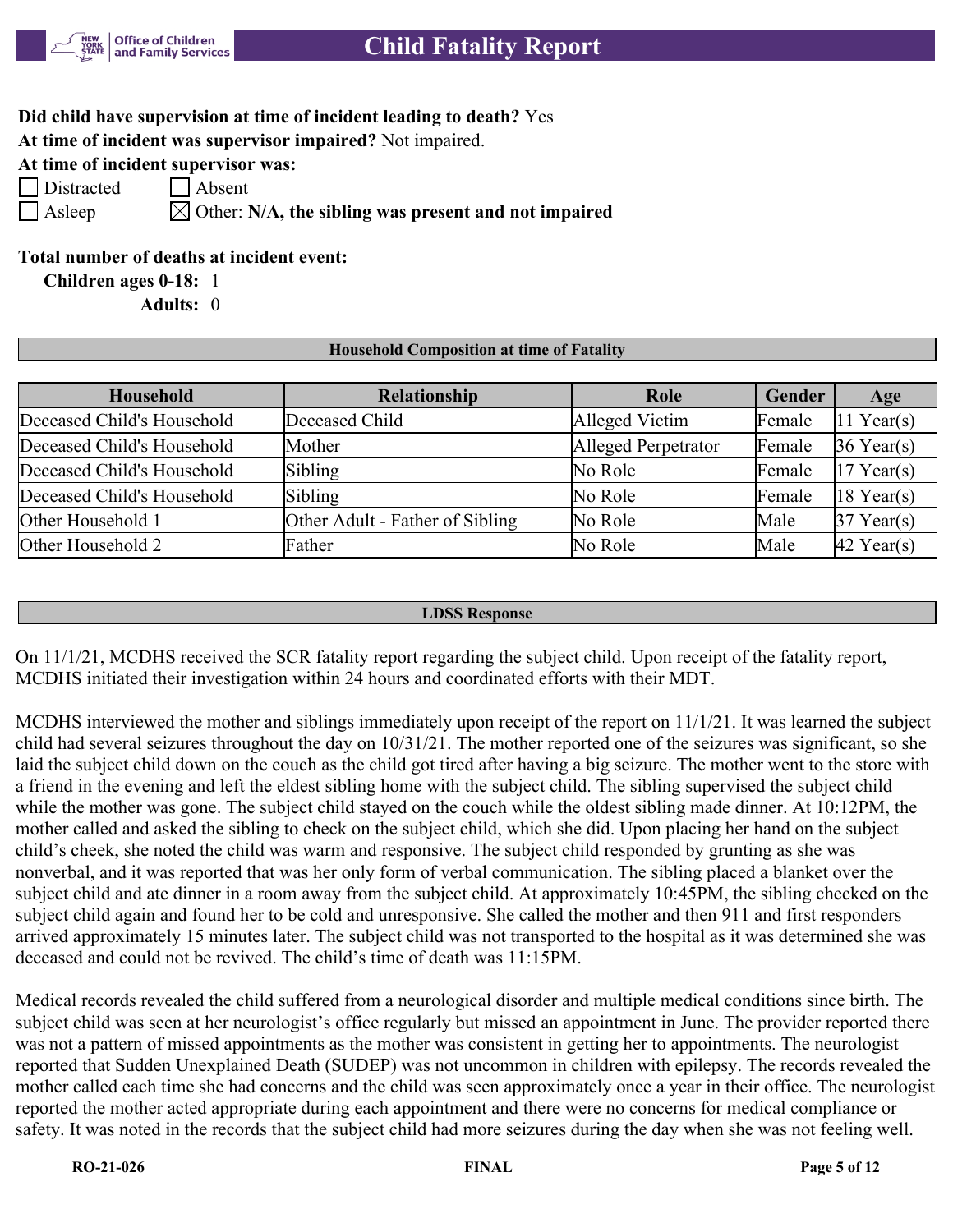**Did child have supervision at time of incident leading to death?** Yes

**At time of incident was supervisor impaired?** Not impaired.

**At time of incident supervisor was:**

☐ Distracted ☐ Absent

☐ Asleep ☒ Other: **N/A, the sibling was present and not impaired**

**Total number of deaths at incident event:**

**Children ages 0-18:** 1

**Adults:** 0

**Household Composition at time of Fatality**

| Household | Relationship | Role | Gender | Age |
|---|---|---|---|---|
| Deceased Child's Household | Deceased Child | Alleged Victim | Female | 11 Year(s) |
| Deceased Child's Household | Mother | Alleged Perpetrator | Female | 36 Year(s) |
| Deceased Child's Household | Sibling | No Role | Female | 17 Year(s) |
| Deceased Child's Household | Sibling | No Role | Female | 18 Year(s) |
| Other Household 1 | Other Adult - Father of Sibling | No Role | Male | 37 Year(s) |
| Other Household 2 | Father | No Role | Male | 42 Year(s) |

**LDSS Response**

On 11/1/21, MCDHS received the SCR fatality report regarding the subject child. Upon receipt of the fatality report, MCDHS initiated their investigation within 24 hours and coordinated efforts with their MDT.

MCDHS interviewed the mother and siblings immediately upon receipt of the report on 11/1/21. It was learned the subject child had several seizures throughout the day on 10/31/21. The mother reported one of the seizures was significant, so she laid the subject child down on the couch as the child got tired after having a big seizure. The mother went to the store with a friend in the evening and left the eldest sibling home with the subject child. The sibling supervised the subject child while the mother was gone. The subject child stayed on the couch while the oldest sibling made dinner. At 10:12PM, the mother called and asked the sibling to check on the subject child, which she did. Upon placing her hand on the subject child's cheek, she noted the child was warm and responsive. The subject child responded by grunting as she was nonverbal, and it was reported that was her only form of verbal communication. The sibling placed a blanket over the subject child and ate dinner in a room away from the subject child. At approximately 10:45PM, the sibling checked on the subject child again and found her to be cold and unresponsive. She called the mother and then 911 and first responders arrived approximately 15 minutes later. The subject child was not transported to the hospital as it was determined she was deceased and could not be revived. The child's time of death was 11:15PM.

Medical records revealed the child suffered from a neurological disorder and multiple medical conditions since birth. The subject child was seen at her neurologist's office regularly but missed an appointment in June. The provider reported there was not a pattern of missed appointments as the mother was consistent in getting her to appointments. The neurologist reported that Sudden Unexplained Death (SUDEP) was not uncommon in children with epilepsy. The records revealed the mother called each time she had concerns and the child was seen approximately once a year in their office. The neurologist reported the mother acted appropriate during each appointment and there were no concerns for medical compliance or safety. It was noted in the records that the subject child had more seizures during the day when she was not feeling well.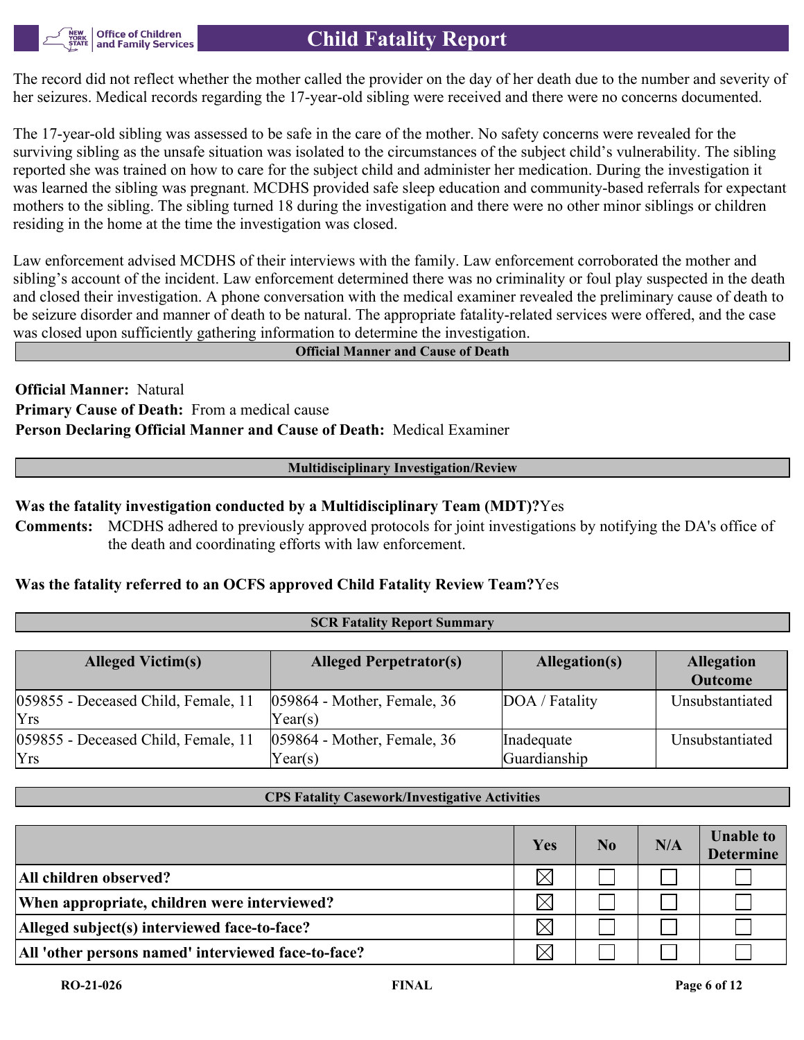The record did not reflect whether the mother called the provider on the day of her death due to the number and severity of her seizures. Medical records regarding the 17-year-old sibling were received and there were no concerns documented.

The 17-year-old sibling was assessed to be safe in the care of the mother. No safety concerns were revealed for the surviving sibling as the unsafe situation was isolated to the circumstances of the subject child's vulnerability. The sibling reported she was trained on how to care for the subject child and administer her medication. During the investigation it was learned the sibling was pregnant. MCDHS provided safe sleep education and community-based referrals for expectant mothers to the sibling. The sibling turned 18 during the investigation and there were no other minor siblings or children residing in the home at the time the investigation was closed.

Law enforcement advised MCDHS of their interviews with the family. Law enforcement corroborated the mother and sibling's account of the incident. Law enforcement determined there was no criminality or foul play suspected in the death and closed their investigation. A phone conversation with the medical examiner revealed the preliminary cause of death to be seizure disorder and manner of death to be natural. The appropriate fatality-related services were offered, and the case was closed upon sufficiently gathering information to determine the investigation.

## Official Manner and Cause of Death

**Official Manner:** Natural
**Primary Cause of Death:** From a medical cause
**Person Declaring Official Manner and Cause of Death:** Medical Examiner

## Multidisciplinary Investigation/Review

**Was the fatality investigation conducted by a Multidisciplinary Team (MDT)?** Yes
**Comments:** MCDHS adhered to previously approved protocols for joint investigations by notifying the DA's office of the death and coordinating efforts with law enforcement.

**Was the fatality referred to an OCFS approved Child Fatality Review Team?** Yes

## SCR Fatality Report Summary

| Alleged Victim(s) | Alleged Perpetrator(s) | Allegation(s) | Allegation Outcome |
|---|---|---|---|
| 059855 - Deceased Child, Female, 11 Yrs | 059864 - Mother, Female, 36 Year(s) | DOA / Fatality | Unsubstantiated |
| 059855 - Deceased Child, Female, 11 Yrs | 059864 - Mother, Female, 36 Year(s) | Inadequate Guardianship | Unsubstantiated |

## CPS Fatality Casework/Investigative Activities

| | Yes | No | N/A | Unable to Determine |
|---|---|---|---|---|
| **All children observed?** | ☒ | ☐ | ☐ | ☐ |
| **When appropriate, children were interviewed?** | ☒ | ☐ | ☐ | ☐ |
| **Alleged subject(s) interviewed face-to-face?** | ☒ | ☐ | ☐ | ☐ |
| **All 'other persons named' interviewed face-to-face?** | ☒ | ☐ | ☐ | ☐ |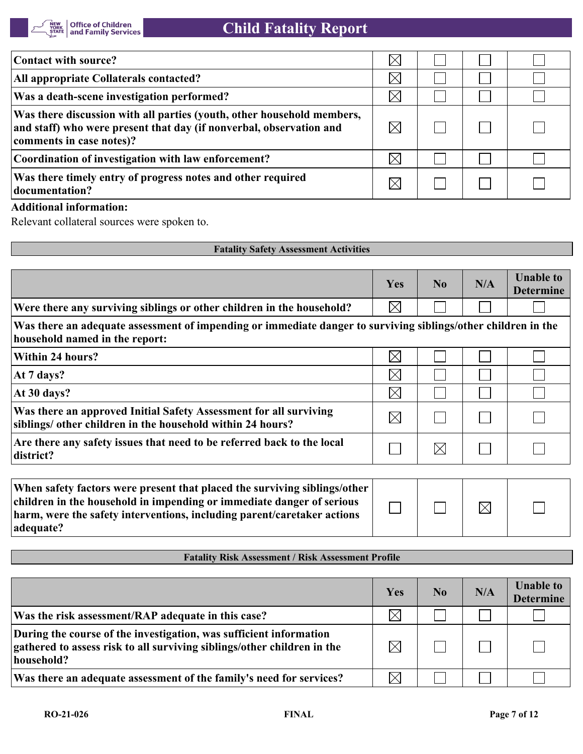| | | | | |
|---|---|---|---|---|
| **Contact with source?** | ☒ | ☐ | ☐ | ☐ |
| **All appropriate Collaterals contacted?** | ☒ | ☐ | ☐ | ☐ |
| **Was a death-scene investigation performed?** | ☒ | ☐ | ☐ | ☐ |
| **Was there discussion with all parties (youth, other household members, and staff) who were present that day (if nonverbal, observation and comments in case notes)?** | ☒ | ☐ | ☐ | ☐ |
| **Coordination of investigation with law enforcement?** | ☒ | ☐ | ☐ | ☐ |
| **Was there timely entry of progress notes and other required documentation?** | ☒ | ☐ | ☐ | ☐ |

**Additional information:**

Relevant collateral sources were spoken to.

**Fatality Safety Assessment Activities**

| | Yes | No | N/A | Unable to Determine |
|---|---|---|---|---|
| **Were there any surviving siblings or other children in the household?** | ☒ | ☐ | ☐ | ☐ |
| **Was there an adequate assessment of impending or immediate danger to surviving siblings/other children in the household named in the report:** | | | | |
| **Within 24 hours?** | ☒ | ☐ | ☐ | ☐ |
| **At 7 days?** | ☒ | ☐ | ☐ | ☐ |
| **At 30 days?** | ☒ | ☐ | ☐ | ☐ |
| **Was there an approved Initial Safety Assessment for all surviving siblings/ other children in the household within 24 hours?** | ☒ | ☐ | ☐ | ☐ |
| **Are there any safety issues that need to be referred back to the local district?** | ☐ | ☒ | ☐ | ☐ |

| | | | | |
|---|---|---|---|---|
| **When safety factors were present that placed the surviving siblings/other children in the household in impending or immediate danger of serious harm, were the safety interventions, including parent/caretaker actions adequate?** | ☐ | ☐ | ☒ | ☐ |

**Fatality Risk Assessment / Risk Assessment Profile**

| | Yes | No | N/A | Unable to Determine |
|---|---|---|---|---|
| **Was the risk assessment/RAP adequate in this case?** | ☒ | ☐ | ☐ | ☐ |
| **During the course of the investigation, was sufficient information gathered to assess risk to all surviving siblings/other children in the household?** | ☒ | ☐ | ☐ | ☐ |
| **Was there an adequate assessment of the family's need for services?** | ☒ | ☐ | ☐ | ☐ |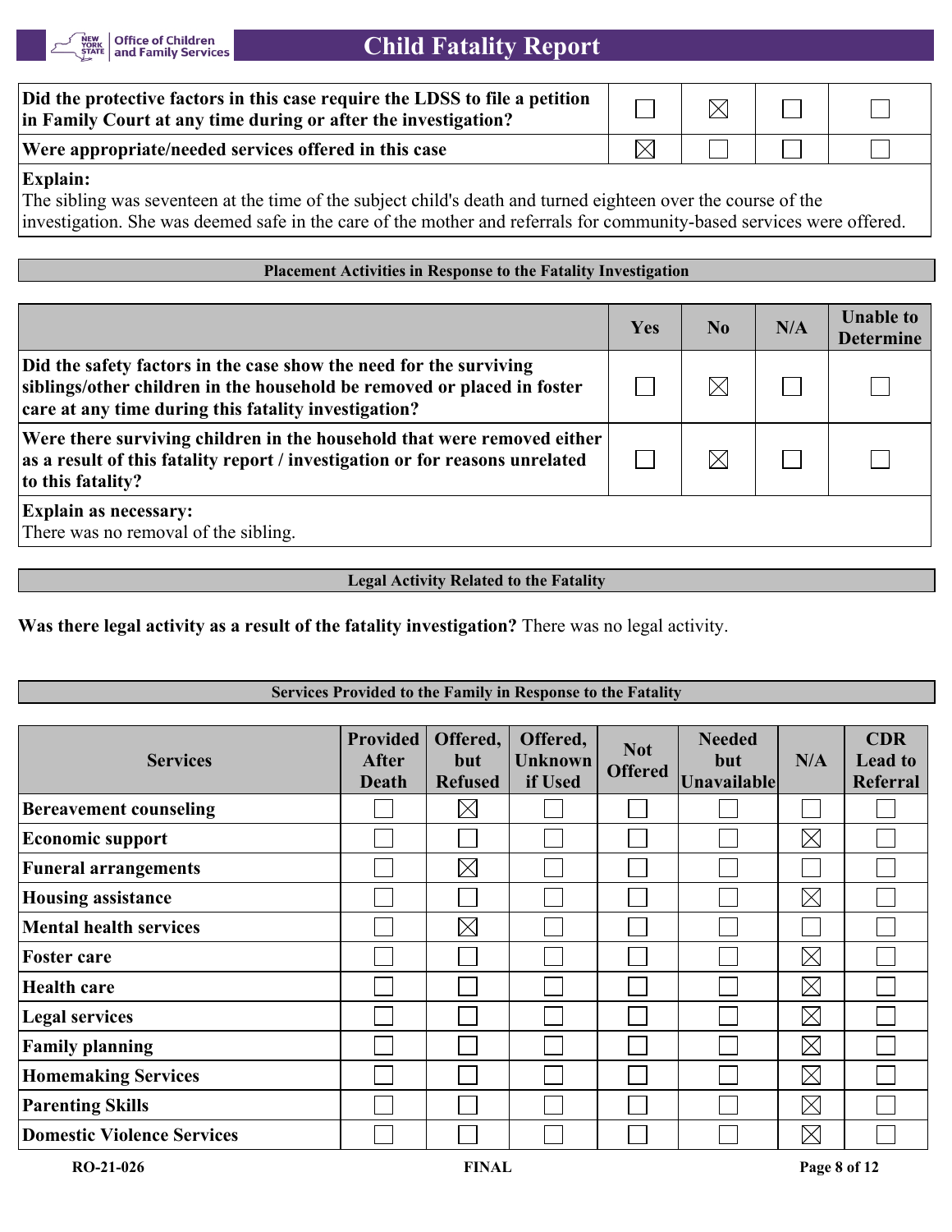| | | | | |
|---|---|---|---|---|
| **Did the protective factors in this case require the LDSS to file a petition in Family Court at any time during or after the investigation?** | ☐ | ☒ | ☐ | ☐ |
| **Were appropriate/needed services offered in this case** | ☒ | ☐ | ☐ | ☐ |

**Explain:**
The sibling was seventeen at the time of the subject child's death and turned eighteen over the course of the investigation. She was deemed safe in the care of the mother and referrals for community-based services were offered.

## Placement Activities in Response to the Fatality Investigation

| | Yes | No | N/A | Unable to Determine |
|---|---|---|---|---|
| **Did the safety factors in the case show the need for the surviving siblings/other children in the household be removed or placed in foster care at any time during this fatality investigation?** | ☐ | ☒ | ☐ | ☐ |
| **Were there surviving children in the household that were removed either as a result of this fatality report / investigation or for reasons unrelated to this fatality?** | ☐ | ☒ | ☐ | ☐ |

**Explain as necessary:**
There was no removal of the sibling.

## Legal Activity Related to the Fatality

**Was there legal activity as a result of the fatality investigation?** There was no legal activity.

## Services Provided to the Family in Response to the Fatality

| Services | Provided After Death | Offered, but Refused | Offered, Unknown if Used | Not Offered | Needed but Unavailable | N/A | CDR Lead to Referral |
|---|---|---|---|---|---|---|---|
| **Bereavement counseling** | ☐ | ☒ | ☐ | ☐ | ☐ | ☐ | ☐ |
| **Economic support** | ☐ | ☐ | ☐ | ☐ | ☐ | ☒ | ☐ |
| **Funeral arrangements** | ☐ | ☒ | ☐ | ☐ | ☐ | ☐ | ☐ |
| **Housing assistance** | ☐ | ☐ | ☐ | ☐ | ☐ | ☒ | ☐ |
| **Mental health services** | ☐ | ☒ | ☐ | ☐ | ☐ | ☐ | ☐ |
| **Foster care** | ☐ | ☐ | ☐ | ☐ | ☐ | ☒ | ☐ |
| **Health care** | ☐ | ☐ | ☐ | ☐ | ☐ | ☒ | ☐ |
| **Legal services** | ☐ | ☐ | ☐ | ☐ | ☐ | ☒ | ☐ |
| **Family planning** | ☐ | ☐ | ☐ | ☐ | ☐ | ☒ | ☐ |
| **Homemaking Services** | ☐ | ☐ | ☐ | ☐ | ☐ | ☒ | ☐ |
| **Parenting Skills** | ☐ | ☐ | ☐ | ☐ | ☐ | ☒ | ☐ |
| **Domestic Violence Services** | ☐ | ☐ | ☐ | ☐ | ☐ | ☒ | ☐ |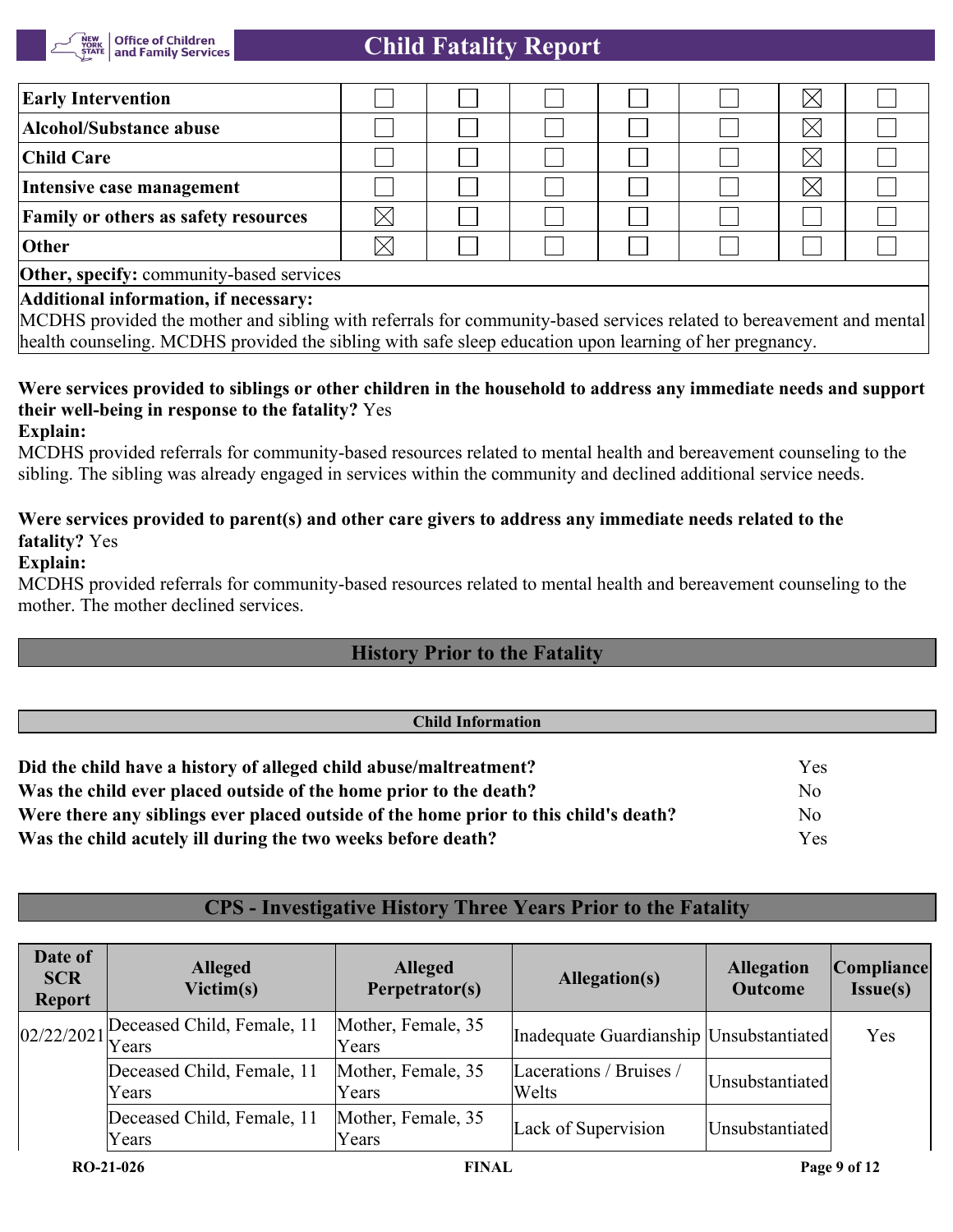| | | | | | | | |
|---|---|---|---|---|---|---|---|
| **Early Intervention** | ☐ | ☐ | ☐ | ☐ | ☐ | ☒ | ☐ |
| **Alcohol/Substance abuse** | ☐ | ☐ | ☐ | ☐ | ☐ | ☒ | ☐ |
| **Child Care** | ☐ | ☐ | ☐ | ☐ | ☐ | ☒ | ☐ |
| **Intensive case management** | ☐ | ☐ | ☐ | ☐ | ☐ | ☒ | ☐ |
| **Family or others as safety resources** | ☒ | ☐ | ☐ | ☐ | ☐ | ☐ | ☐ |
| **Other** | ☒ | ☐ | ☐ | ☐ | ☐ | ☐ | ☐ |

**Other, specify:** community-based services

**Additional information, if necessary:**
MCDHS provided the mother and sibling with referrals for community-based services related to bereavement and mental health counseling. MCDHS provided the sibling with safe sleep education upon learning of her pregnancy.

**Were services provided to siblings or other children in the household to address any immediate needs and support their well-being in response to the fatality?** Yes

**Explain:**
MCDHS provided referrals for community-based resources related to mental health and bereavement counseling to the sibling. The sibling was already engaged in services within the community and declined additional service needs.

**Were services provided to parent(s) and other care givers to address any immediate needs related to the fatality?** Yes

**Explain:**
MCDHS provided referrals for community-based resources related to mental health and bereavement counseling to the mother. The mother declined services.

## History Prior to the Fatality

### Child Information

| | |
|---|---|
| **Did the child have a history of alleged child abuse/maltreatment?** | Yes |
| **Was the child ever placed outside of the home prior to the death?** | No |
| **Were there any siblings ever placed outside of the home prior to this child's death?** | No |
| **Was the child acutely ill during the two weeks before death?** | Yes |

## CPS - Investigative History Three Years Prior to the Fatality

| Date of SCR Report | Alleged Victim(s) | Alleged Perpetrator(s) | Allegation(s) | Allegation Outcome | Compliance Issue(s) |
|---|---|---|---|---|---|
| 02/22/2021 | Deceased Child, Female, 11 Years | Mother, Female, 35 Years | Inadequate Guardianship | Unsubstantiated | Yes |
| | Deceased Child, Female, 11 Years | Mother, Female, 35 Years | Lacerations / Bruises / Welts | Unsubstantiated | |
| | Deceased Child, Female, 11 Years | Mother, Female, 35 Years | Lack of Supervision | Unsubstantiated | |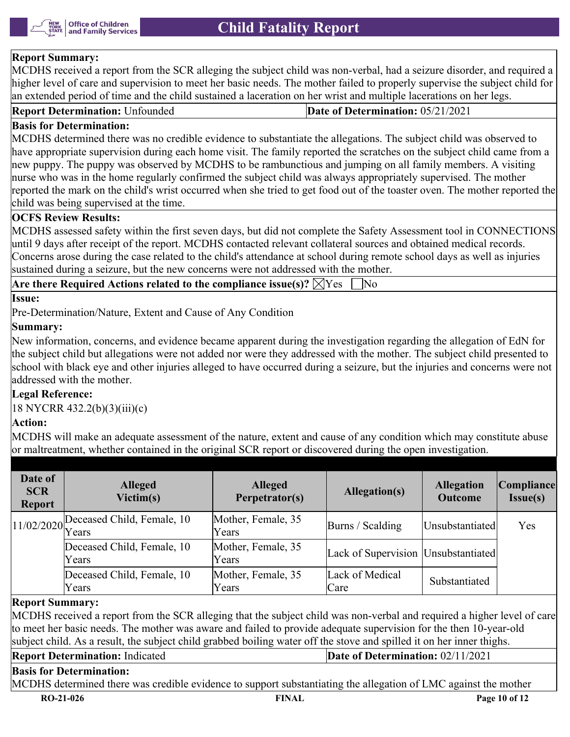**Report Summary:**
MCDHS received a report from the SCR alleging the subject child was non-verbal, had a seizure disorder, and required a higher level of care and supervision to meet her basic needs. The mother failed to properly supervise the subject child for an extended period of time and the child sustained a laceration on her wrist and multiple lacerations on her legs.

**Report Determination:** Unfounded | **Date of Determination:** 05/21/2021

**Basis for Determination:**
MCDHS determined there was no credible evidence to substantiate the allegations. The subject child was observed to have appropriate supervision during each home visit. The family reported the scratches on the subject child came from a new puppy. The puppy was observed by MCDHS to be rambunctious and jumping on all family members. A visiting nurse who was in the home regularly confirmed the subject child was always appropriately supervised. The mother reported the mark on the child's wrist occurred when she tried to get food out of the toaster oven. The mother reported the child was being supervised at the time.

**OCFS Review Results:**
MCDHS assessed safety within the first seven days, but did not complete the Safety Assessment tool in CONNECTIONS until 9 days after receipt of the report. MCDHS contacted relevant collateral sources and obtained medical records. Concerns arose during the case related to the child's attendance at school during remote school days as well as injuries sustained during a seizure, but the new concerns were not addressed with the mother.

**Are there Required Actions related to the compliance issue(s)?** ☒Yes ☐No

**Issue:**
Pre-Determination/Nature, Extent and Cause of Any Condition

**Summary:**
New information, concerns, and evidence became apparent during the investigation regarding the allegation of EdN for the subject child but allegations were not added nor were they addressed with the mother. The subject child presented to school with black eye and other injuries alleged to have occurred during a seizure, but the injuries and concerns were not addressed with the mother.

**Legal Reference:**
18 NYCRR 432.2(b)(3)(iii)(c)

**Action:**
MCDHS will make an adequate assessment of the nature, extent and cause of any condition which may constitute abuse or maltreatment, whether contained in the original SCR report or discovered during the open investigation.

| Date of SCR Report | Alleged Victim(s) | Alleged Perpetrator(s) | Allegation(s) | Allegation Outcome | Compliance Issue(s) |
|---|---|---|---|---|---|
| 11/02/2020 | Deceased Child, Female, 10 Years | Mother, Female, 35 Years | Burns / Scalding | Unsubstantiated | Yes |
| | Deceased Child, Female, 10 Years | Mother, Female, 35 Years | Lack of Supervision | Unsubstantiated | |
| | Deceased Child, Female, 10 Years | Mother, Female, 35 Years | Lack of Medical Care | Substantiated | |

**Report Summary:**
MCDHS received a report from the SCR alleging that the subject child was non-verbal and required a higher level of care to meet her basic needs. The mother was aware and failed to provide adequate supervision for the then 10-year-old subject child. As a result, the subject child grabbed boiling water off the stove and spilled it on her inner thighs.

**Report Determination:** Indicated | **Date of Determination:** 02/11/2021

**Basis for Determination:**
MCDHS determined there was credible evidence to support substantiating the allegation of LMC against the mother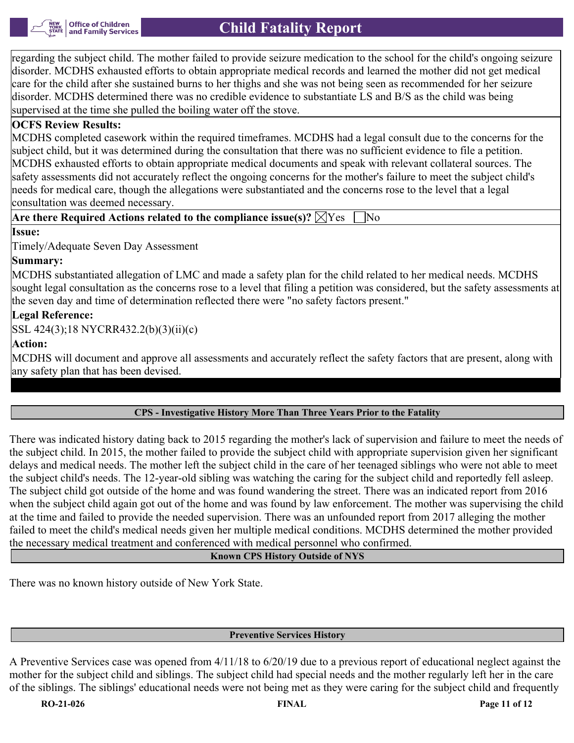regarding the subject child. The mother failed to provide seizure medication to the school for the child's ongoing seizure disorder. MCDHS exhausted efforts to obtain appropriate medical records and learned the mother did not get medical care for the child after she sustained burns to her thighs and she was not being seen as recommended for her seizure disorder. MCDHS determined there was no credible evidence to substantiate LS and B/S as the child was being supervised at the time she pulled the boiling water off the stove.

**OCFS Review Results:**

MCDHS completed casework within the required timeframes. MCDHS had a legal consult due to the concerns for the subject child, but it was determined during the consultation that there was no sufficient evidence to file a petition. MCDHS exhausted efforts to obtain appropriate medical documents and speak with relevant collateral sources. The safety assessments did not accurately reflect the ongoing concerns for the mother's failure to meet the subject child's needs for medical care, though the allegations were substantiated and the concerns rose to the level that a legal consultation was deemed necessary.

**Are there Required Actions related to the compliance issue(s)?** ☒Yes ☐No

**Issue:**

Timely/Adequate Seven Day Assessment

**Summary:**

MCDHS substantiated allegation of LMC and made a safety plan for the child related to her medical needs. MCDHS sought legal consultation as the concerns rose to a level that filing a petition was considered, but the safety assessments at the seven day and time of determination reflected there were "no safety factors present."

**Legal Reference:**

SSL 424(3);18 NYCRR432.2(b)(3)(ii)(c)

**Action:**

MCDHS will document and approve all assessments and accurately reflect the safety factors that are present, along with any safety plan that has been devised.

**CPS - Investigative History More Than Three Years Prior to the Fatality**

There was indicated history dating back to 2015 regarding the mother's lack of supervision and failure to meet the needs of the subject child. In 2015, the mother failed to provide the subject child with appropriate supervision given her significant delays and medical needs. The mother left the subject child in the care of her teenaged siblings who were not able to meet the subject child's needs. The 12-year-old sibling was watching the caring for the subject child and reportedly fell asleep. The subject child got outside of the home and was found wandering the street. There was an indicated report from 2016 when the subject child again got out of the home and was found by law enforcement. The mother was supervising the child at the time and failed to provide the needed supervision. There was an unfounded report from 2017 alleging the mother failed to meet the child's medical needs given her multiple medical conditions. MCDHS determined the mother provided the necessary medical treatment and conferenced with medical personnel who confirmed.

**Known CPS History Outside of NYS**

There was no known history outside of New York State.

**Preventive Services History**

A Preventive Services case was opened from 4/11/18 to 6/20/19 due to a previous report of educational neglect against the mother for the subject child and siblings. The subject child had special needs and the mother regularly left her in the care of the siblings. The siblings' educational needs were not being met as they were caring for the subject child and frequently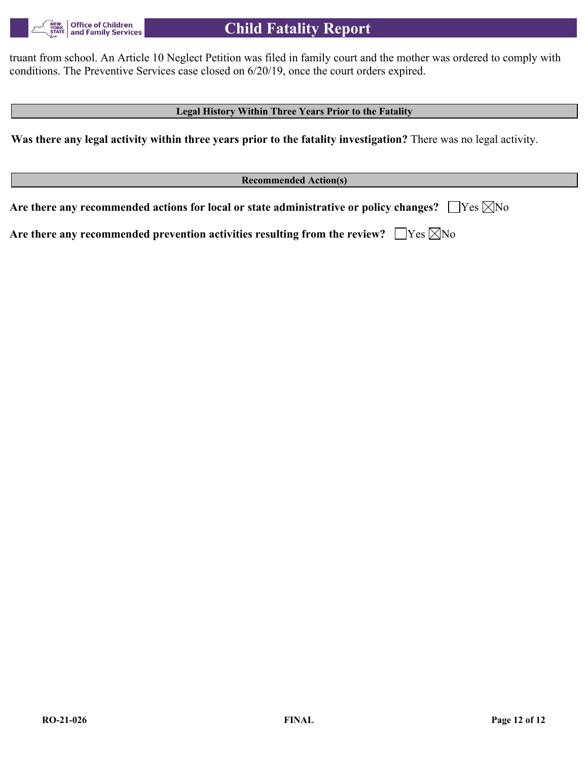truant from school. An Article 10 Neglect Petition was filed in family court and the mother was ordered to comply with conditions. The Preventive Services case closed on 6/20/19, once the court orders expired.

## Legal History Within Three Years Prior to the Fatality

**Was there any legal activity within three years prior to the fatality investigation?** There was no legal activity.

## Recommended Action(s)

**Are there any recommended actions for local or state administrative or policy changes?** ☐Yes ☒No

**Are there any recommended prevention activities resulting from the review?** ☐Yes ☒No